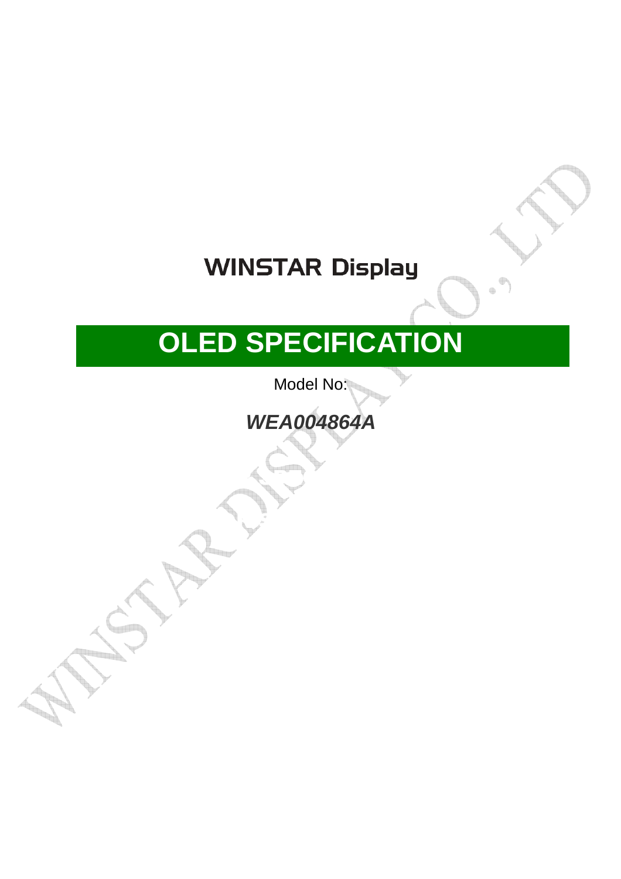# WINSTAR Display

# OLED SPECIFICATION

Model No:

***WEA004864A***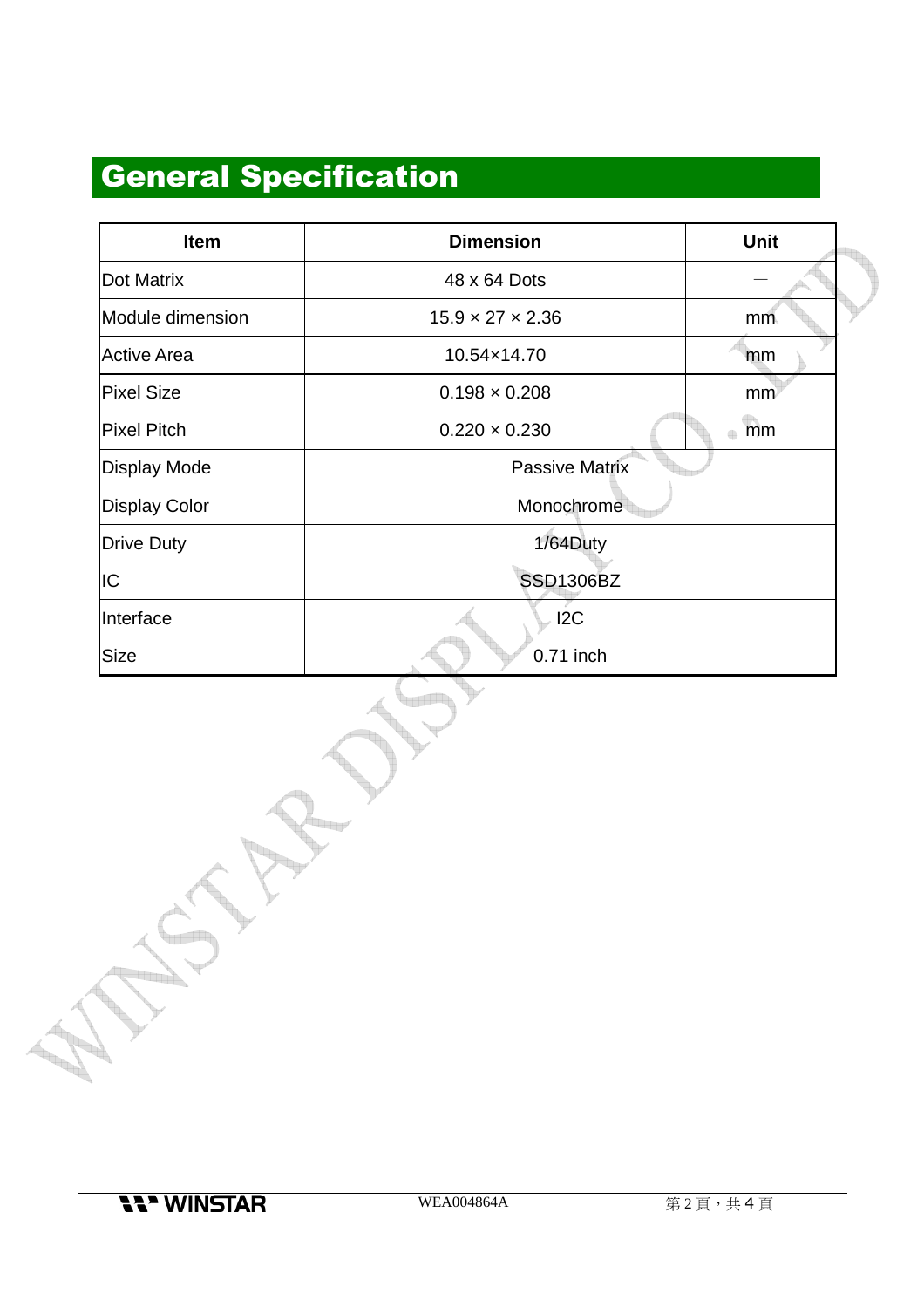# General Specification

| Item | Dimension | Unit |
|---|---|---|
| Dot Matrix | 48 x 64 Dots | — |
| Module dimension | 15.9 × 27 × 2.36 | mm |
| Active Area | 10.54×14.70 | mm |
| Pixel Size | 0.198 × 0.208 | mm |
| Pixel Pitch | 0.220 × 0.230 | mm |
| Display Mode | Passive Matrix | |
| Display Color | Monochrome | |
| Drive Duty | 1/64Duty | |
| IC | SSD1306BZ | |
| Interface | I2C | |
| Size | 0.71 inch | |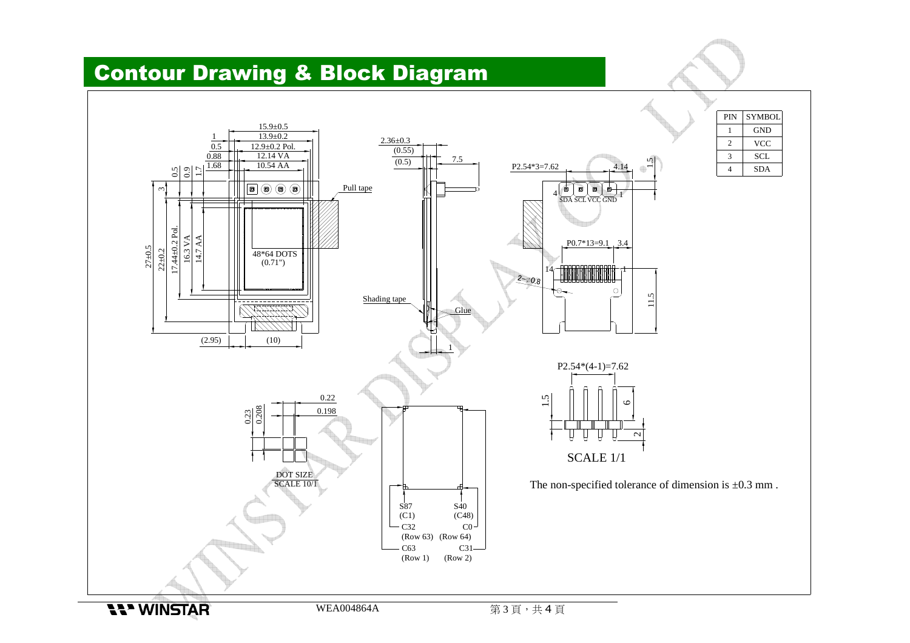# Contour Drawing & Block Diagram

| PIN | SYMBOL |
|---|---|
| 1 | GND |
| 2 | VCC |
| 3 | SCL |
| 4 | SDA |

15.9±0.5
13.9±0.2
12.9±0.2 Pol.
12.14 VA
10.54 AA

1
0.5
0.88
1.68

0.5 0.9 1.7 3

27±0.5
22±0.2
17.44±0.2 Pol.
16.3 VA
14.7 AA

48*64 DOTS
(0.71")

(2.95) (10)

2.36±0.3
(0.55)
(0.5)
7.5

Pull tape

Shading tape

Glue

1

P2.54*3=7.62
4.14
1.5

4 SDA SCL VCC GND 1

P0.7*13=9.1 3.4

14 1

2-∅0.8

11.5

P2.54*(4-1)=7.62

1.5
6
2

SCALE 1/1

0.22
0.198
0.23
0.208

DOT SIZE
SCALE 10/1

S87 (C1)
S40 (C48)
C32 (Row 63)
C0 (Row 64)
C63 (Row 1)
C31 (Row 2)

The non-specified tolerance of dimension is ±0.3 mm .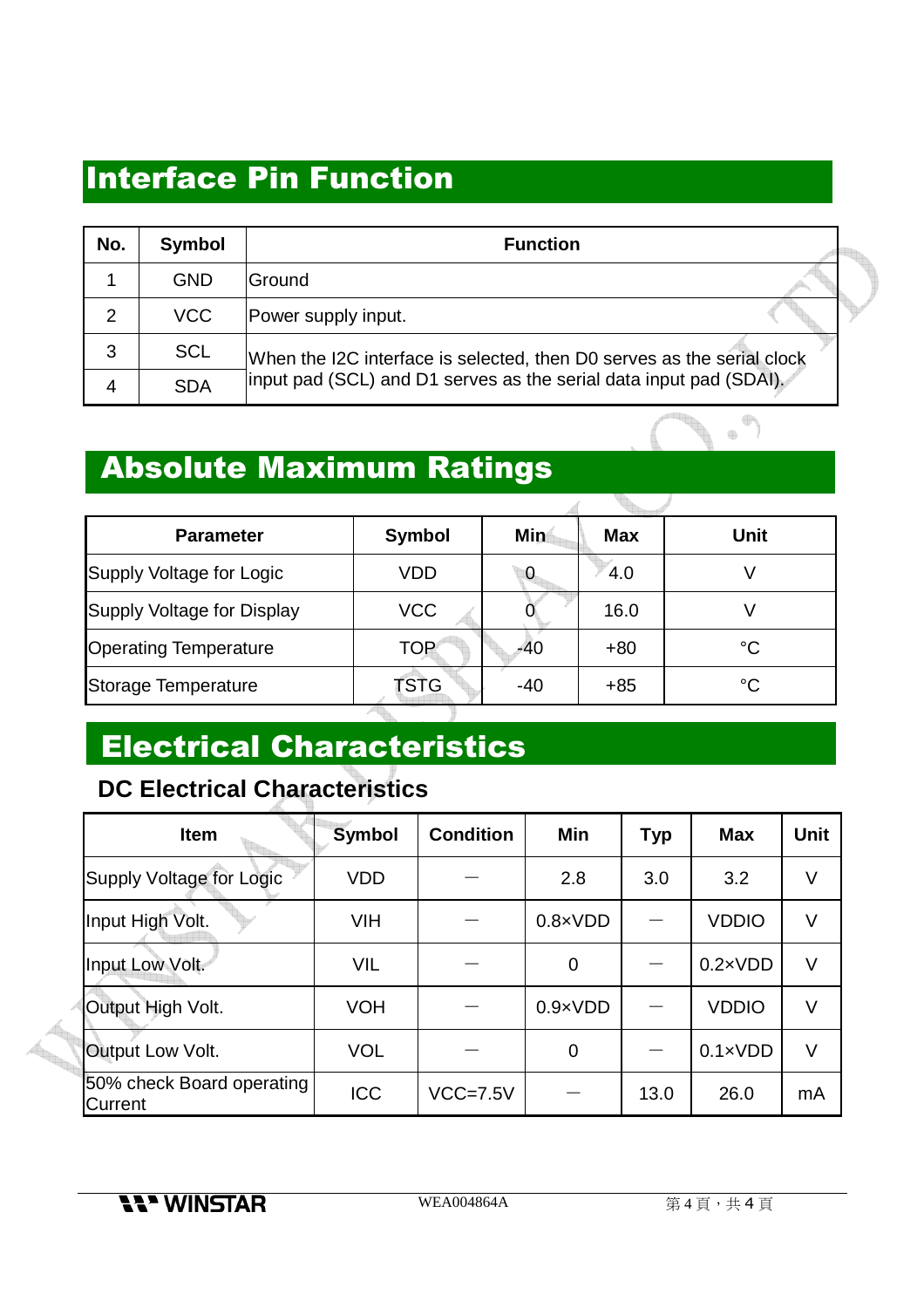# Interface Pin Function

| No. | Symbol | Function |
|---|---|---|
| 1 | GND | Ground |
| 2 | VCC | Power supply input. |
| 3 | SCL | When the I2C interface is selected, then D0 serves as the serial clock input pad (SCL) and D1 serves as the serial data input pad (SDAI). |
| 4 | SDA | |

# Absolute Maximum Ratings

| Parameter | Symbol | Min | Max | Unit |
|---|---|---|---|---|
| Supply Voltage for Logic | VDD | 0 | 4.0 | V |
| Supply Voltage for Display | VCC | 0 | 16.0 | V |
| Operating Temperature | TOP | -40 | +80 | °C |
| Storage Temperature | TSTG | -40 | +85 | °C |

# Electrical Characteristics

## DC Electrical Characteristics

| Item | Symbol | Condition | Min | Typ | Max | Unit |
|---|---|---|---|---|---|---|
| Supply Voltage for Logic | VDD | — | 2.8 | 3.0 | 3.2 | V |
| Input High Volt. | VIH | — | 0.8×VDD | — | VDDIO | V |
| Input Low Volt. | VIL | — | 0 | — | 0.2×VDD | V |
| Output High Volt. | VOH | — | 0.9×VDD | — | VDDIO | V |
| Output Low Volt. | VOL | — | 0 | — | 0.1×VDD | V |
| 50% check Board operating Current | ICC | VCC=7.5V | — | 13.0 | 26.0 | mA |